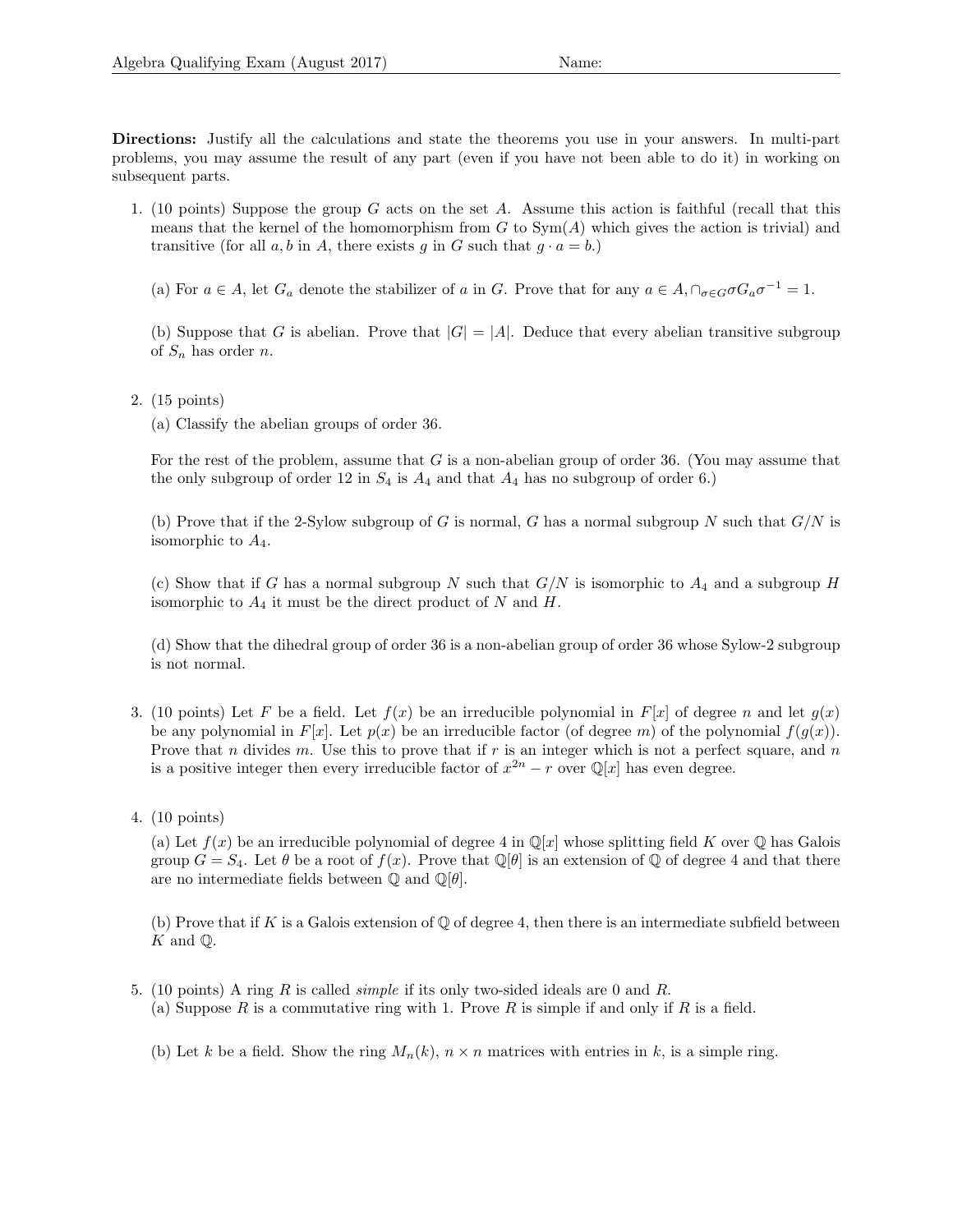**Directions:** Justify all the calculations and state the theorems you use in your answers. In multi-part problems, you may assume the result of any part (even if you have not been able to do it) in working on subsequent parts.

1. (10 points) Suppose the group $G$ acts on the set $A$. Assume this action is faithful (recall that this means that the kernel of the homomorphism from $G$ to $\mathrm{Sym}(A)$ which gives the action is trivial) and transitive (for all $a, b$ in $A$, there exists $g$ in $G$ such that $g \cdot a = b$.)

   (a) For $a \in A$, let $G_a$ denote the stabilizer of $a$ in $G$. Prove that for any $a \in A, \cap_{\sigma \in G} \sigma G_a \sigma^{-1} = 1$.

   (b) Suppose that $G$ is abelian. Prove that $|G| = |A|$. Deduce that every abelian transitive subgroup of $S_n$ has order $n$.

2. (15 points)

   (a) Classify the abelian groups of order 36.

   For the rest of the problem, assume that $G$ is a non-abelian group of order 36. (You may assume that the only subgroup of order 12 in $S_4$ is $A_4$ and that $A_4$ has no subgroup of order 6.)

   (b) Prove that if the 2-Sylow subgroup of $G$ is normal, $G$ has a normal subgroup $N$ such that $G/N$ is isomorphic to $A_4$.

   (c) Show that if $G$ has a normal subgroup $N$ such that $G/N$ is isomorphic to $A_4$ and a subgroup $H$ isomorphic to $A_4$ it must be the direct product of $N$ and $H$.

   (d) Show that the dihedral group of order 36 is a non-abelian group of order 36 whose Sylow-2 subgroup is not normal.

3. (10 points) Let $F$ be a field. Let $f(x)$ be an irreducible polynomial in $F[x]$ of degree $n$ and let $g(x)$ be any polynomial in $F[x]$. Let $p(x)$ be an irreducible factor (of degree $m$) of the polynomial $f(g(x))$. Prove that $n$ divides $m$. Use this to prove that if $r$ is an integer which is not a perfect square, and $n$ is a positive integer then every irreducible factor of $x^{2n} - r$ over $\mathbb{Q}[x]$ has even degree.

4. (10 points)

   (a) Let $f(x)$ be an irreducible polynomial of degree 4 in $\mathbb{Q}[x]$ whose splitting field $K$ over $\mathbb{Q}$ has Galois group $G = S_4$. Let $\theta$ be a root of $f(x)$. Prove that $\mathbb{Q}[\theta]$ is an extension of $\mathbb{Q}$ of degree 4 and that there are no intermediate fields between $\mathbb{Q}$ and $\mathbb{Q}[\theta]$.

   (b) Prove that if $K$ is a Galois extension of $\mathbb{Q}$ of degree 4, then there is an intermediate subfield between $K$ and $\mathbb{Q}$.

5. (10 points) A ring $R$ is called *simple* if its only two-sided ideals are 0 and $R$.

   (a) Suppose $R$ is a commutative ring with 1. Prove $R$ is simple if and only if $R$ is a field.

   (b) Let $k$ be a field. Show the ring $M_n(k)$, $n \times n$ matrices with entries in $k$, is a simple ring.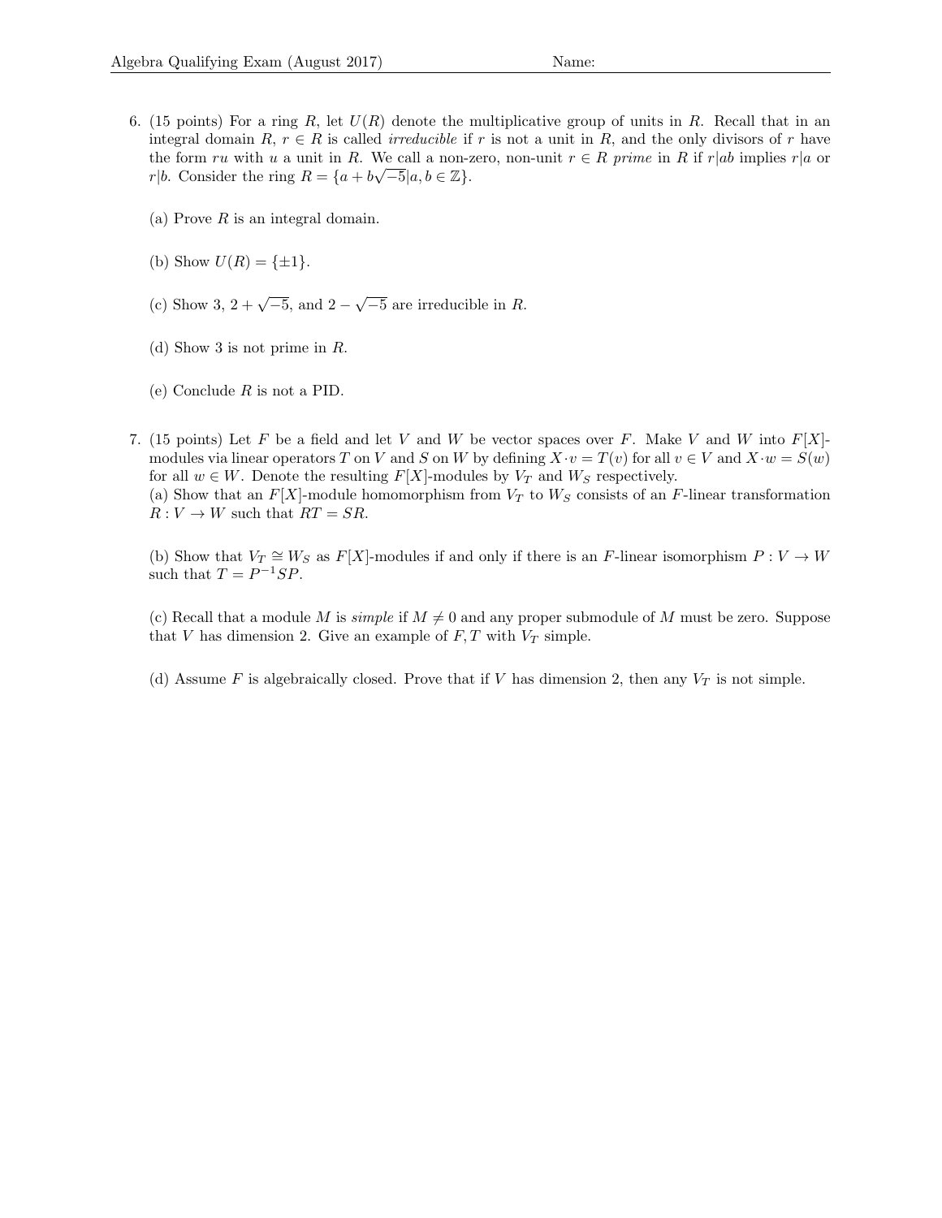6. (15 points) For a ring $R$, let $U(R)$ denote the multiplicative group of units in $R$. Recall that in an integral domain $R$, $r \in R$ is called *irreducible* if $r$ is not a unit in $R$, and the only divisors of $r$ have the form $ru$ with $u$ a unit in $R$. We call a non-zero, non-unit $r \in R$ *prime* in $R$ if $r|ab$ implies $r|a$ or $r|b$. Consider the ring $R = \{a + b\sqrt{-5} | a, b \in \mathbb{Z}\}$.

   (a) Prove $R$ is an integral domain.

   (b) Show $U(R) = \{\pm 1\}$.

   (c) Show 3, $2 + \sqrt{-5}$, and $2 - \sqrt{-5}$ are irreducible in $R$.

   (d) Show 3 is not prime in $R$.

   (e) Conclude $R$ is not a PID.

7. (15 points) Let $F$ be a field and let $V$ and $W$ be vector spaces over $F$. Make $V$ and $W$ into $F[X]$-modules via linear operators $T$ on $V$ and $S$ on $W$ by defining $X \cdot v = T(v)$ for all $v \in V$ and $X \cdot w = S(w)$ for all $w \in W$. Denote the resulting $F[X]$-modules by $V_T$ and $W_S$ respectively.
   (a) Show that an $F[X]$-module homomorphism from $V_T$ to $W_S$ consists of an $F$-linear transformation $R : V \to W$ such that $RT = SR$.

   (b) Show that $V_T \cong W_S$ as $F[X]$-modules if and only if there is an $F$-linear isomorphism $P : V \to W$ such that $T = P^{-1}SP$.

   (c) Recall that a module $M$ is *simple* if $M \neq 0$ and any proper submodule of $M$ must be zero. Suppose that $V$ has dimension 2. Give an example of $F, T$ with $V_T$ simple.

   (d) Assume $F$ is algebraically closed. Prove that if $V$ has dimension 2, then any $V_T$ is not simple.